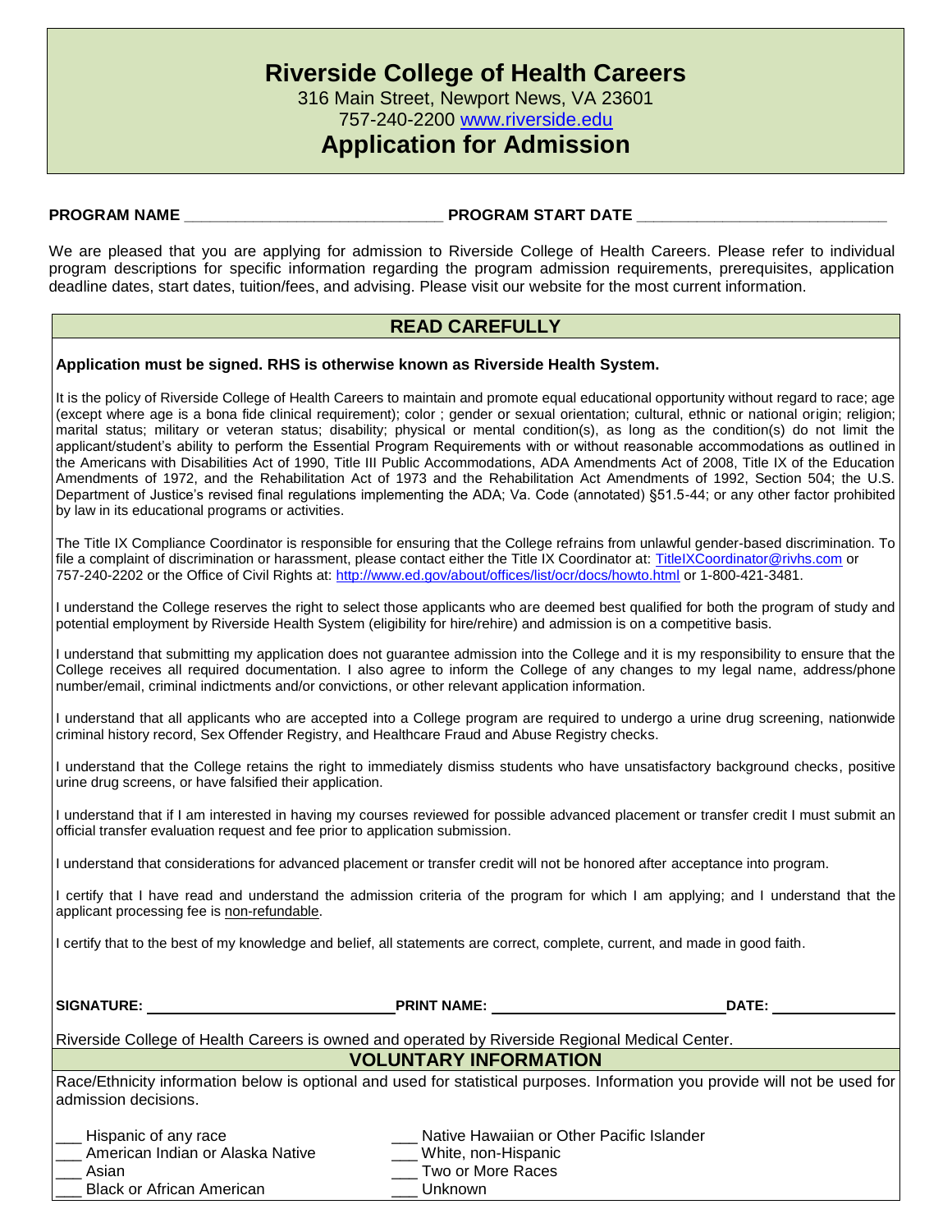# Riverside College of Health Careers

316 Main Street, Newport News, VA 23601

757-240-2200 www.riverside.edu

# Application for Admission

**PROGRAM NAME** ______________________________ **PROGRAM START DATE** ____________________________

We are pleased that you are applying for admission to Riverside College of Health Careers. Please refer to individual program descriptions for specific information regarding the program admission requirements, prerequisites, application deadline dates, start dates, tuition/fees, and advising. Please visit our website for the most current information.

## READ CAREFULLY

**Application must be signed. RHS is otherwise known as Riverside Health System.**

It is the policy of Riverside College of Health Careers to maintain and promote equal educational opportunity without regard to race; age (except where age is a bona fide clinical requirement); color ; gender or sexual orientation; cultural, ethnic or national origin; religion; marital status; military or veteran status; disability; physical or mental condition(s), as long as the condition(s) do not limit the applicant/student's ability to perform the Essential Program Requirements with or without reasonable accommodations as outlined in the Americans with Disabilities Act of 1990, Title III Public Accommodations, ADA Amendments Act of 2008, Title IX of the Education Amendments of 1972, and the Rehabilitation Act of 1973 and the Rehabilitation Act Amendments of 1992, Section 504; the U.S. Department of Justice's revised final regulations implementing the ADA; Va. Code (annotated) §51.5-44; or any other factor prohibited by law in its educational programs or activities.

The Title IX Compliance Coordinator is responsible for ensuring that the College refrains from unlawful gender-based discrimination. To file a complaint of discrimination or harassment, please contact either the Title IX Coordinator at: TitleIXCoordinator@rivhs.com or 757-240-2202 or the Office of Civil Rights at: http://www.ed.gov/about/offices/list/ocr/docs/howto.html or 1-800-421-3481.

I understand the College reserves the right to select those applicants who are deemed best qualified for both the program of study and potential employment by Riverside Health System (eligibility for hire/rehire) and admission is on a competitive basis.

I understand that submitting my application does not guarantee admission into the College and it is my responsibility to ensure that the College receives all required documentation. I also agree to inform the College of any changes to my legal name, address/phone number/email, criminal indictments and/or convictions, or other relevant application information.

I understand that all applicants who are accepted into a College program are required to undergo a urine drug screening, nationwide criminal history record, Sex Offender Registry, and Healthcare Fraud and Abuse Registry checks.

I understand that the College retains the right to immediately dismiss students who have unsatisfactory background checks, positive urine drug screens, or have falsified their application.

I understand that if I am interested in having my courses reviewed for possible advanced placement or transfer credit I must submit an official transfer evaluation request and fee prior to application submission.

I understand that considerations for advanced placement or transfer credit will not be honored after acceptance into program.

I certify that I have read and understand the admission criteria of the program for which I am applying; and I understand that the applicant processing fee is non-refundable.

I certify that to the best of my knowledge and belief, all statements are correct, complete, current, and made in good faith.

**SIGNATURE:** ______________________________ **PRINT NAME:** ______________________________ **DATE:** ________________

Riverside College of Health Careers is owned and operated by Riverside Regional Medical Center.

## VOLUNTARY INFORMATION

Race/Ethnicity information below is optional and used for statistical purposes. Information you provide will not be used for admission decisions.

___ Hispanic of any race
___ American Indian or Alaska Native
___ Asian
___ Black or African American
___ Native Hawaiian or Other Pacific Islander
___ White, non-Hispanic
___ Two or More Races
___ Unknown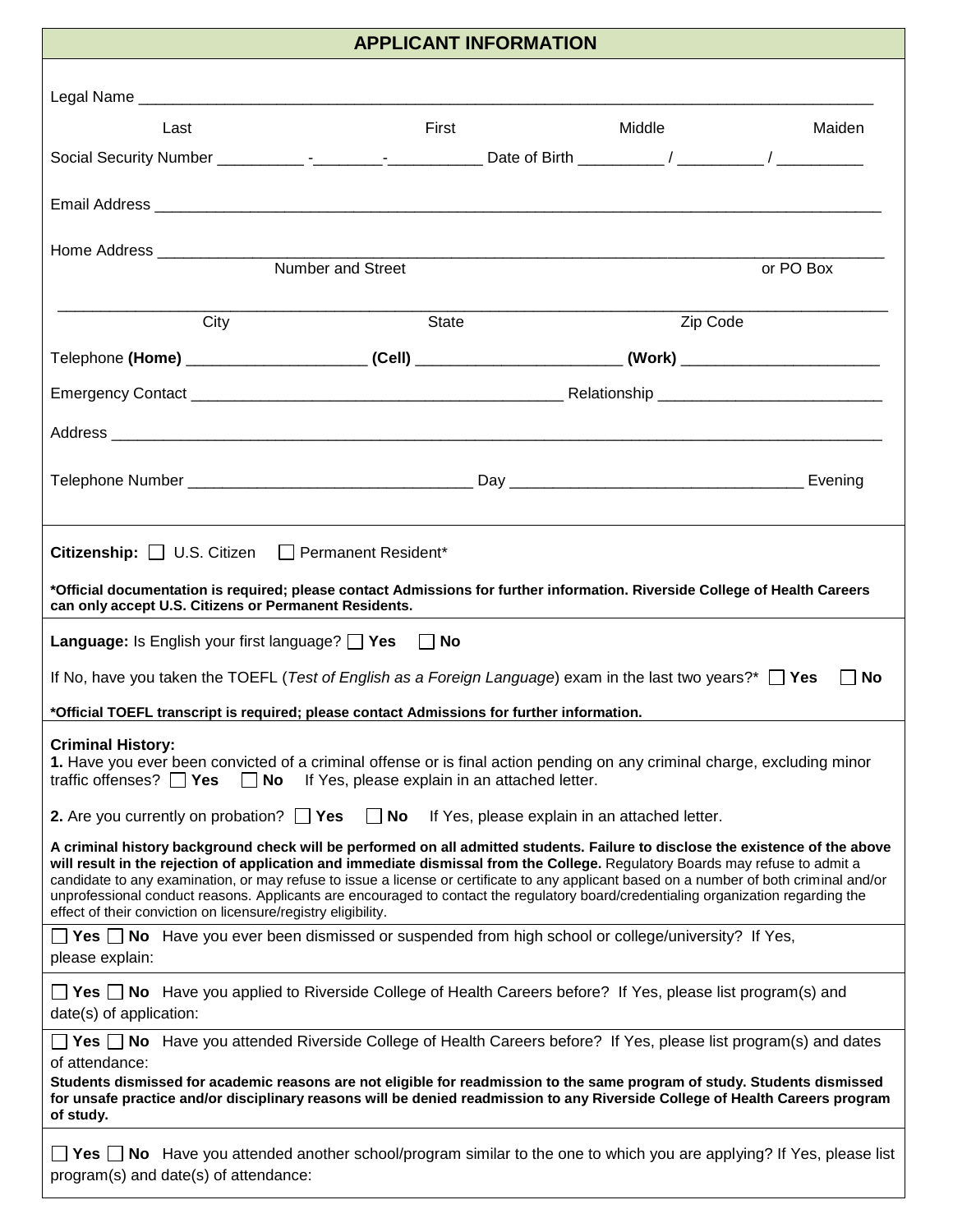## APPLICANT INFORMATION

Legal Name ______________________________________________________________________________________

Last | First | Middle | Maiden

Social Security Number __________ -________-___________ Date of Birth __________ / __________ / __________

Email Address ______________________________________________________________________________________

Home Address ______________________________________________________________________________________

Number and Street | or PO Box

______________________________________________________________________________________

City | State | Zip Code

Telephone **(Home)** _____________________ **(Cell)** ________________________ **(Work)** _______________________

Emergency Contact ____________________________________________ Relationship __________________________

Address ______________________________________________________________________________________

Telephone Number _________________________________ Day __________________________________ Evening

**Citizenship:** ☐ U.S. Citizen ☐ Permanent Resident*

***Official documentation is required; please contact Admissions for further information. Riverside College of Health Careers can only accept U.S. Citizens or Permanent Residents.**

**Language:** Is English your first language? ☐ **Yes** ☐ **No**

If No, have you taken the TOEFL (*Test of English as a Foreign Language*) exam in the last two years?* ☐ **Yes** ☐ **No**

***Official TOEFL transcript is required; please contact Admissions for further information.**

**Criminal History:**

**1.** Have you ever been convicted of a criminal offense or is final action pending on any criminal charge, excluding minor traffic offenses? ☐ **Yes** ☐ **No** If Yes, please explain in an attached letter.

**2.** Are you currently on probation? ☐ **Yes** ☐ **No** If Yes, please explain in an attached letter.

**A criminal history background check will be performed on all admitted students. Failure to disclose the existence of the above will result in the rejection of application and immediate dismissal from the College.** Regulatory Boards may refuse to admit a candidate to any examination, or may refuse to issue a license or certificate to any applicant based on a number of both criminal and/or unprofessional conduct reasons. Applicants are encouraged to contact the regulatory board/credentialing organization regarding the effect of their conviction on licensure/registry eligibility.

☐ **Yes** ☐ **No** Have you ever been dismissed or suspended from high school or college/university? If Yes, please explain:

☐ **Yes** ☐ **No** Have you applied to Riverside College of Health Careers before? If Yes, please list program(s) and date(s) of application:

☐ **Yes** ☐ **No** Have you attended Riverside College of Health Careers before? If Yes, please list program(s) and dates of attendance:

**Students dismissed for academic reasons are not eligible for readmission to the same program of study. Students dismissed for unsafe practice and/or disciplinary reasons will be denied readmission to any Riverside College of Health Careers program of study.**

☐ **Yes** ☐ **No** Have you attended another school/program similar to the one to which you are applying? If Yes, please list program(s) and date(s) of attendance: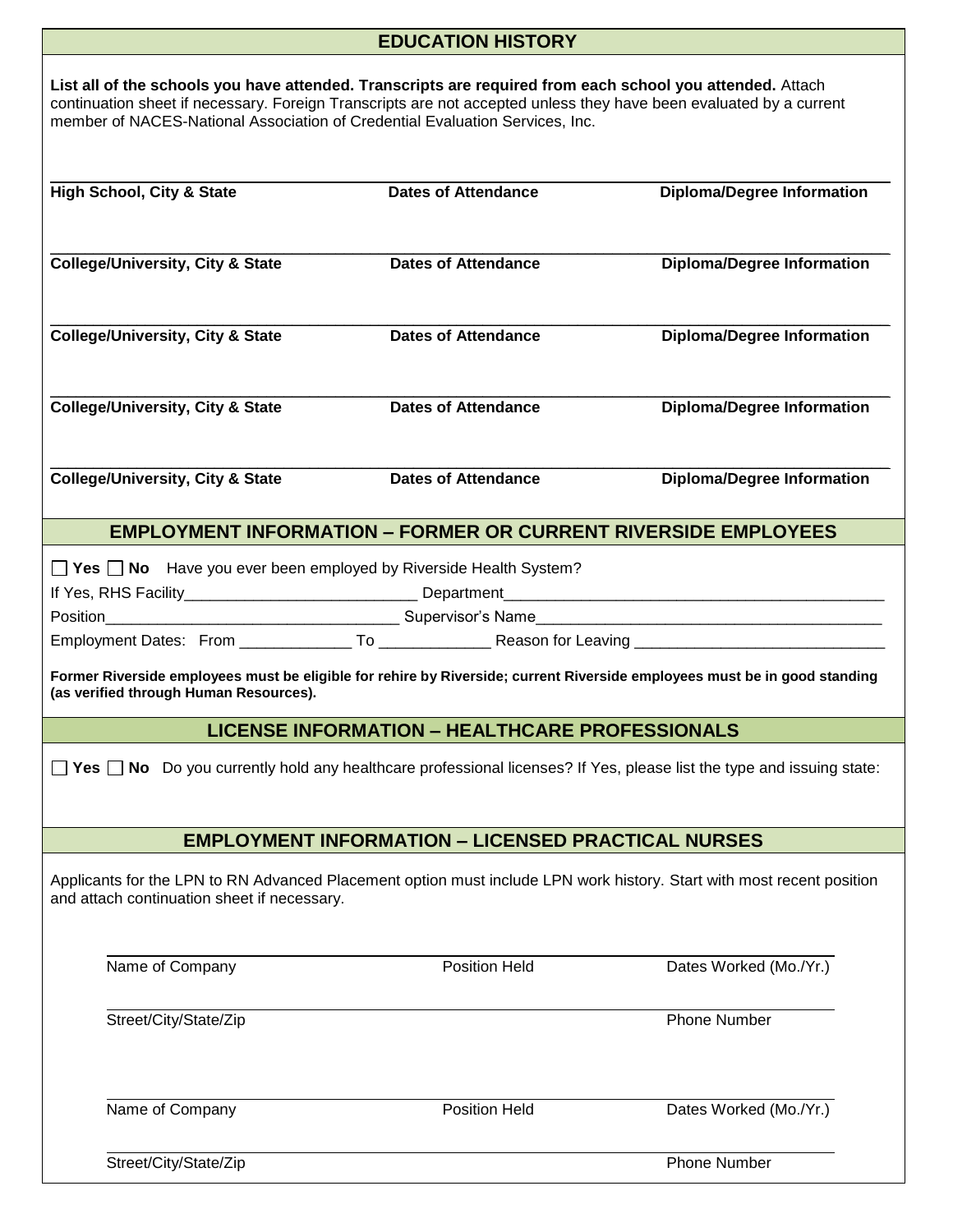## EDUCATION HISTORY

**List all of the schools you have attended. Transcripts are required from each school you attended.** Attach continuation sheet if necessary. Foreign Transcripts are not accepted unless they have been evaluated by a current member of NACES-National Association of Credential Evaluation Services, Inc.

| **High School, City & State** | **Dates of Attendance** | **Diploma/Degree Information** |
|---|---|---|
| | | |
| **College/University, City & State** | **Dates of Attendance** | **Diploma/Degree Information** |
| | | |
| **College/University, City & State** | **Dates of Attendance** | **Diploma/Degree Information** |
| | | |
| **College/University, City & State** | **Dates of Attendance** | **Diploma/Degree Information** |
| | | |
| **College/University, City & State** | **Dates of Attendance** | **Diploma/Degree Information** |

## EMPLOYMENT INFORMATION – FORMER OR CURRENT RIVERSIDE EMPLOYEES

☐ **Yes** ☐ **No** Have you ever been employed by Riverside Health System?

If Yes, RHS Facility___________________________ Department____________________________________________

Position__________________________________ Supervisor's Name________________________________________

Employment Dates: From _____________ To _____________ Reason for Leaving _____________________________

**Former Riverside employees must be eligible for rehire by Riverside; current Riverside employees must be in good standing (as verified through Human Resources).**

## LICENSE INFORMATION – HEALTHCARE PROFESSIONALS

☐ **Yes** ☐ **No** Do you currently hold any healthcare professional licenses? If Yes, please list the type and issuing state:

## EMPLOYMENT INFORMATION – LICENSED PRACTICAL NURSES

Applicants for the LPN to RN Advanced Placement option must include LPN work history. Start with most recent position and attach continuation sheet if necessary.

| Name of Company | Position Held | Dates Worked (Mo./Yr.) |
|---|---|---|
| Street/City/State/Zip | | Phone Number |
| | | |
| Name of Company | Position Held | Dates Worked (Mo./Yr.) |
| Street/City/State/Zip | | Phone Number |